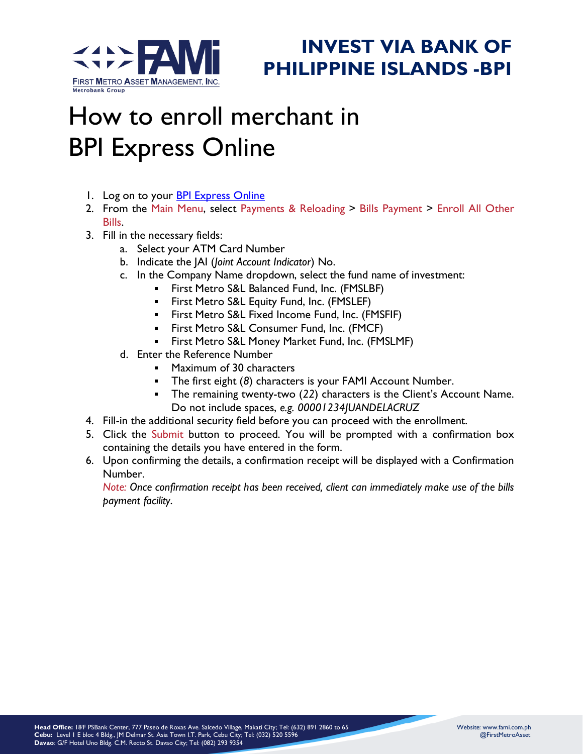# INVEST VIA BANK OF PHILIPPINE ISLANDS -BPI

# How to enroll merchant in BPI Express Online

1. Log on to your [BPI Express Online]
2. From the Main Menu, select Payments & Reloading > Bills Payment > Enroll All Other Bills.
3. Fill in the necessary fields:
   a. Select your ATM Card Number
   b. Indicate the JAI (*Joint Account Indicator*) No.
   c. In the Company Name dropdown, select the fund name of investment:
      - First Metro S&L Balanced Fund, Inc. (FMSLBF)
      - First Metro S&L Equity Fund, Inc. (FMSLEF)
      - First Metro S&L Fixed Income Fund, Inc. (FMSFIF)
      - First Metro S&L Consumer Fund, Inc. (FMCF)
      - First Metro S&L Money Market Fund, Inc. (FMSLMF)
   d. Enter the Reference Number
      - Maximum of 30 characters
      - The first eight (8) characters is your FAMI Account Number.
      - The remaining twenty-two (22) characters is the Client's Account Name. Do not include spaces, *e.g. 00001234JUANDELACRUZ*
4. Fill-in the additional security field before you can proceed with the enrollment.
5. Click the Submit button to proceed. You will be prompted with a confirmation box containing the details you have entered in the form.
6. Upon confirming the details, a confirmation receipt will be displayed with a Confirmation Number.
   *Note: Once confirmation receipt has been received, client can immediately make use of the bills payment facility.*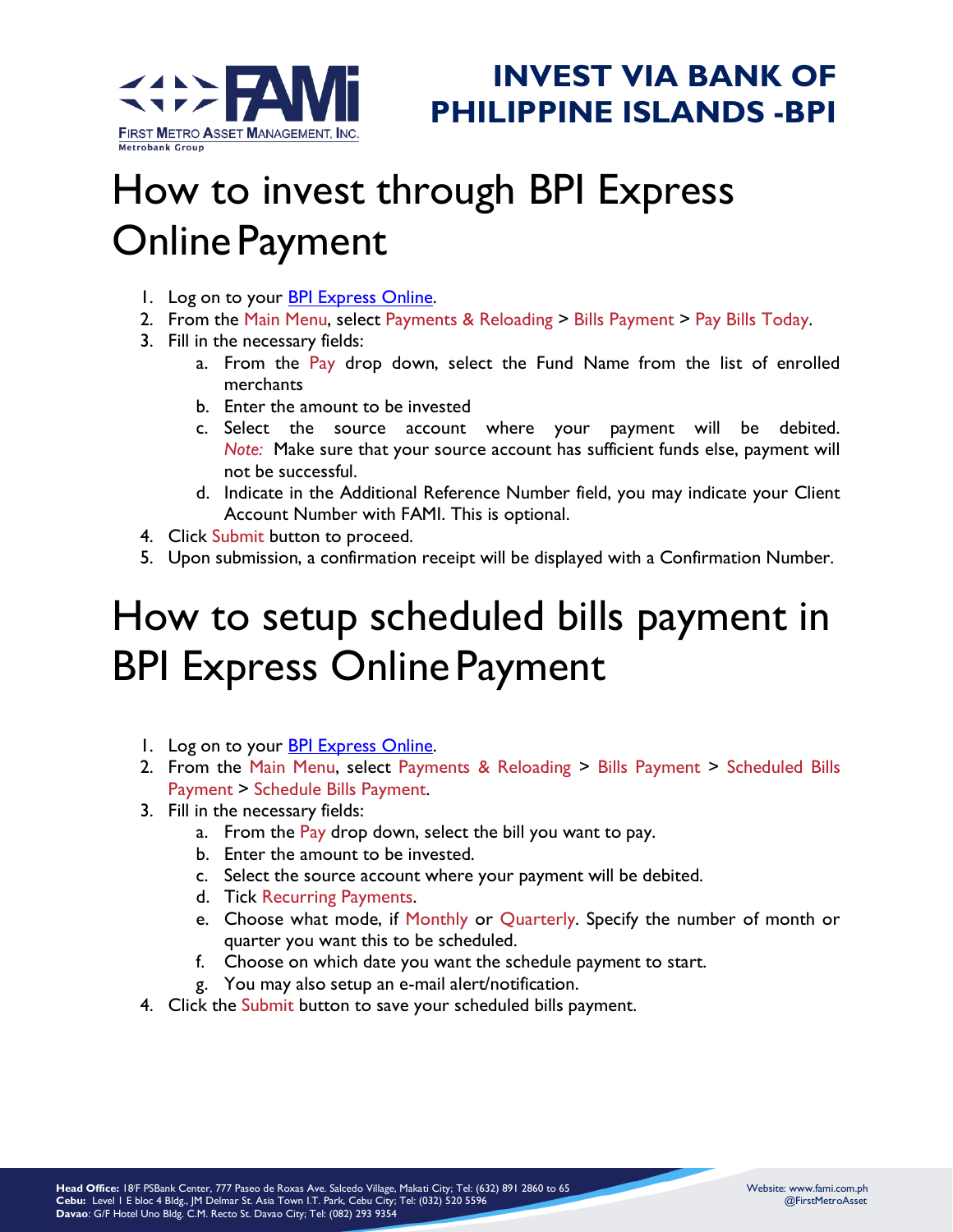# INVEST VIA BANK OF PHILIPPINE ISLANDS -BPI

# How to invest through BPI Express Online Payment

1. Log on to your BPI Express Online.
2. From the Main Menu, select Payments & Reloading > Bills Payment > Pay Bills Today.
3. Fill in the necessary fields:
    a. From the Pay drop down, select the Fund Name from the list of enrolled merchants
    b. Enter the amount to be invested
    c. Select the source account where your payment will be debited. *Note:* Make sure that your source account has sufficient funds else, payment will not be successful.
    d. Indicate in the Additional Reference Number field, you may indicate your Client Account Number with FAMI. This is optional.
4. Click Submit button to proceed.
5. Upon submission, a confirmation receipt will be displayed with a Confirmation Number.

# How to setup scheduled bills payment in BPI Express Online Payment

1. Log on to your BPI Express Online.
2. From the Main Menu, select Payments & Reloading > Bills Payment > Scheduled Bills Payment > Schedule Bills Payment.
3. Fill in the necessary fields:
    a. From the Pay drop down, select the bill you want to pay.
    b. Enter the amount to be invested.
    c. Select the source account where your payment will be debited.
    d. Tick Recurring Payments.
    e. Choose what mode, if Monthly or Quarterly. Specify the number of month or quarter you want this to be scheduled.
    f. Choose on which date you want the schedule payment to start.
    g. You may also setup an e-mail alert/notification.
4. Click the Submit button to save your scheduled bills payment.

**Head Office:** 18/F PSBank Center, 777 Paseo de Roxas Ave. Salcedo Village, Makati City; Tel: (632) 891 2860 to 65
**Cebu:** Level 1 E bloc 4 Bldg., JM Delmar St. Asia Town I.T. Park, Cebu City; Tel: (032) 520 5596
**Davao**: G/F Hotel Uno Bldg. C.M. Recto St. Davao City; Tel: (082) 293 9354

Website: www.fami.com.ph
@FirstMetroAsset